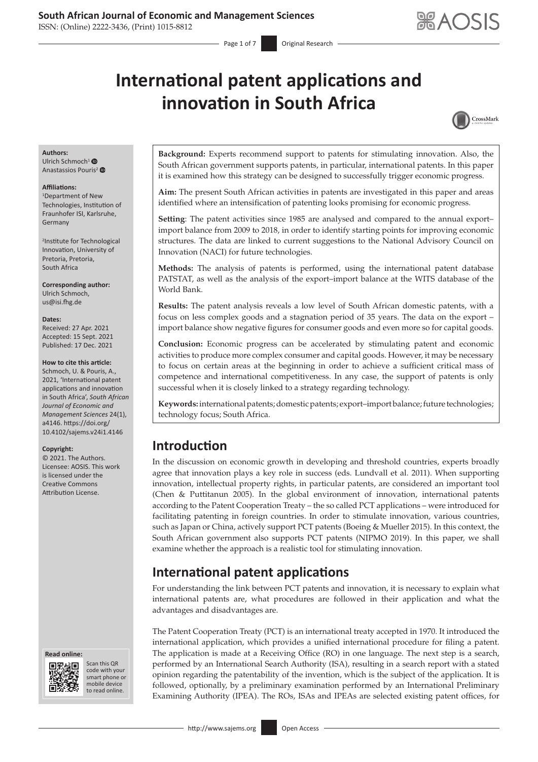# International patent applications and innovation in South Africa

**Authors:**
Ulrich Schmoch[1]
Anastassios Pouris[2]

**Affiliations:**
[1]Department of New Technologies, Institution of Fraunhofer ISI, Karlsruhe, Germany

[2]Institute for Technological Innovation, University of Pretoria, Pretoria, South Africa

**Corresponding author:**
Ulrich Schmoch,
us@isi.fhg.de

**Dates:**
Received: 27 Apr. 2021
Accepted: 15 Sept. 2021
Published: 17 Dec. 2021

**How to cite this article:**
Schmoch, U. & Pouris, A., 2021, 'International patent applications and innovation in South Africa', *South African Journal of Economic and Management Sciences* 24(1), a4146. https://doi.org/10.4102/sajems.v24i1.4146

**Copyright:**
© 2021. The Authors. Licensee: AOSIS. This work is licensed under the Creative Commons Attribution License.

**Background:** Experts recommend support to patents for stimulating innovation. Also, the South African government supports patents, in particular, international patents. In this paper it is examined how this strategy can be designed to successfully trigger economic progress.

**Aim:** The present South African activities in patents are investigated in this paper and areas identified where an intensification of patenting looks promising for economic progress.

**Setting**: The patent activities since 1985 are analysed and compared to the annual export–import balance from 2009 to 2018, in order to identify starting points for improving economic structures. The data are linked to current suggestions to the National Advisory Council on Innovation (NACI) for future technologies.

**Methods:** The analysis of patents is performed, using the international patent database PATSTAT, as well as the analysis of the export–import balance at the WITS database of the World Bank.

**Results:** The patent analysis reveals a low level of South African domestic patents, with a focus on less complex goods and a stagnation period of 35 years. The data on the export – import balance show negative figures for consumer goods and even more so for capital goods.

**Conclusion:** Economic progress can be accelerated by stimulating patent and economic activities to produce more complex consumer and capital goods. However, it may be necessary to focus on certain areas at the beginning in order to achieve a sufficient critical mass of competence and international competitiveness. In any case, the support of patents is only successful when it is closely linked to a strategy regarding technology.

**Keywords:** international patents; domestic patents; export–import balance; future technologies; technology focus; South Africa.

## Introduction

In the discussion on economic growth in developing and threshold countries, experts broadly agree that innovation plays a key role in success (eds. Lundvall et al. 2011). When supporting innovation, intellectual property rights, in particular patents, are considered an important tool (Chen & Puttitanun 2005). In the global environment of innovation, international patents according to the Patent Cooperation Treaty – the so called PCT applications – were introduced for facilitating patenting in foreign countries. In order to stimulate innovation, various countries, such as Japan or China, actively support PCT patents (Boeing & Mueller 2015). In this context, the South African government also supports PCT patents (NIPMO 2019). In this paper, we shall examine whether the approach is a realistic tool for stimulating innovation.

## International patent applications

For understanding the link between PCT patents and innovation, it is necessary to explain what international patents are, what procedures are followed in their application and what the advantages and disadvantages are.

The Patent Cooperation Treaty (PCT) is an international treaty accepted in 1970. It introduced the international application, which provides a unified international procedure for filing a patent. The application is made at a Receiving Office (RO) in one language. The next step is a search, performed by an International Search Authority (ISA), resulting in a search report with a stated opinion regarding the patentability of the invention, which is the subject of the application. It is followed, optionally, by a preliminary examination performed by an International Preliminary Examining Authority (IPEA). The ROs, ISAs and IPEAs are selected existing patent offices, for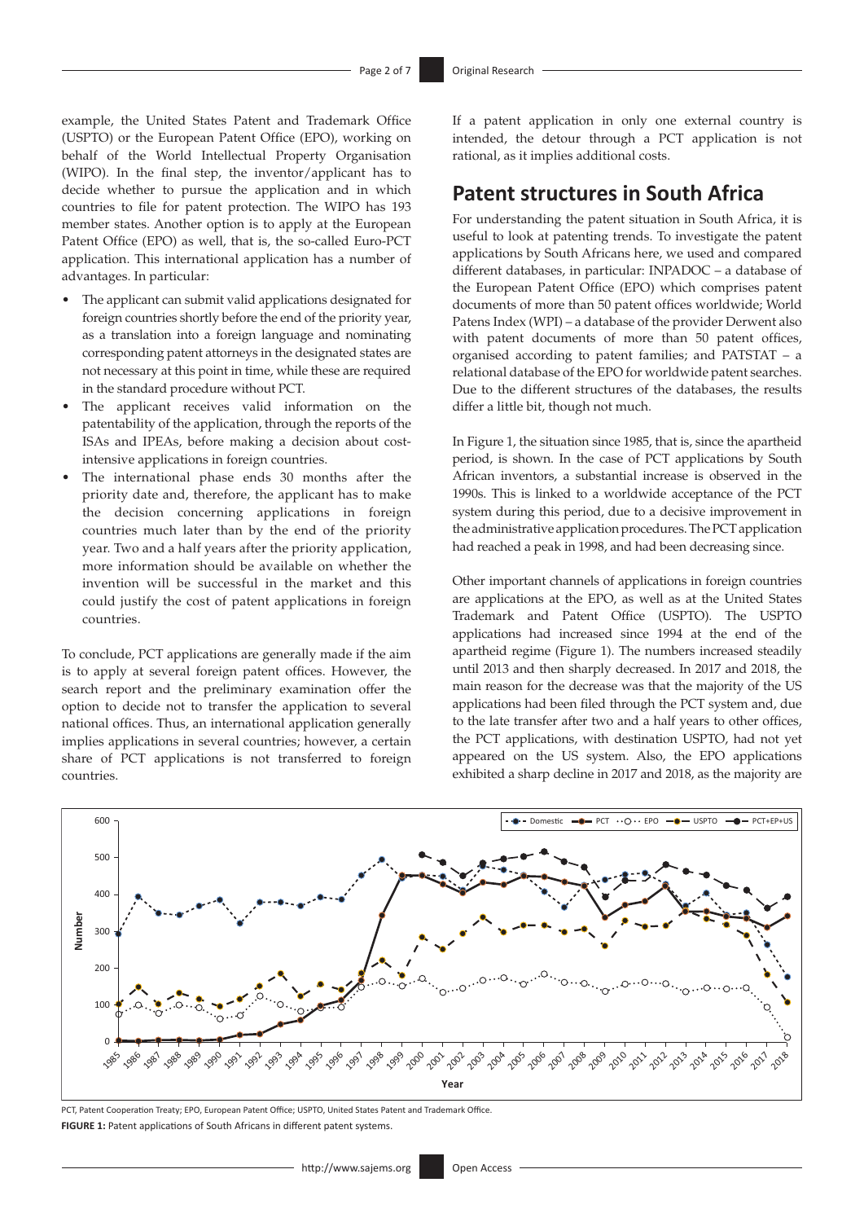example, the United States Patent and Trademark Office (USPTO) or the European Patent Office (EPO), working on behalf of the World Intellectual Property Organisation (WIPO). In the final step, the inventor/applicant has to decide whether to pursue the application and in which countries to file for patent protection. The WIPO has 193 member states. Another option is to apply at the European Patent Office (EPO) as well, that is, the so-called Euro-PCT application. This international application has a number of advantages. In particular:

- The applicant can submit valid applications designated for foreign countries shortly before the end of the priority year, as a translation into a foreign language and nominating corresponding patent attorneys in the designated states are not necessary at this point in time, while these are required in the standard procedure without PCT.
- The applicant receives valid information on the patentability of the application, through the reports of the ISAs and IPEAs, before making a decision about cost-intensive applications in foreign countries.
- The international phase ends 30 months after the priority date and, therefore, the applicant has to make the decision concerning applications in foreign countries much later than by the end of the priority year. Two and a half years after the priority application, more information should be available on whether the invention will be successful in the market and this could justify the cost of patent applications in foreign countries.

To conclude, PCT applications are generally made if the aim is to apply at several foreign patent offices. However, the search report and the preliminary examination offer the option to decide not to transfer the application to several national offices. Thus, an international application generally implies applications in several countries; however, a certain share of PCT applications is not transferred to foreign countries.

If a patent application in only one external country is intended, the detour through a PCT application is not rational, as it implies additional costs.

## Patent structures in South Africa

For understanding the patent situation in South Africa, it is useful to look at patenting trends. To investigate the patent applications by South Africans here, we used and compared different databases, in particular: INPADOC – a database of the European Patent Office (EPO) which comprises patent documents of more than 50 patent offices worldwide; World Patens Index (WPI) – a database of the provider Derwent also with patent documents of more than 50 patent offices, organised according to patent families; and PATSTAT – a relational database of the EPO for worldwide patent searches. Due to the different structures of the databases, the results differ a little bit, though not much.

In Figure 1, the situation since 1985, that is, since the apartheid period, is shown. In the case of PCT applications by South African inventors, a substantial increase is observed in the 1990s. This is linked to a worldwide acceptance of the PCT system during this period, due to a decisive improvement in the administrative application procedures. The PCT application had reached a peak in 1998, and had been decreasing since.

Other important channels of applications in foreign countries are applications at the EPO, as well as at the United States Trademark and Patent Office (USPTO). The USPTO applications had increased since 1994 at the end of the apartheid regime (Figure 1). The numbers increased steadily until 2013 and then sharply decreased. In 2017 and 2018, the main reason for the decrease was that the majority of the US applications had been filed through the PCT system and, due to the late transfer after two and a half years to other offices, the PCT applications, with destination USPTO, had not yet appeared on the US system. Also, the EPO applications exhibited a sharp decline in 2017 and 2018, as the majority are

PCT, Patent Cooperation Treaty; EPO, European Patent Office; USPTO, United States Patent and Trademark Office.

**FIGURE 1:** Patent applications of South Africans in different patent systems.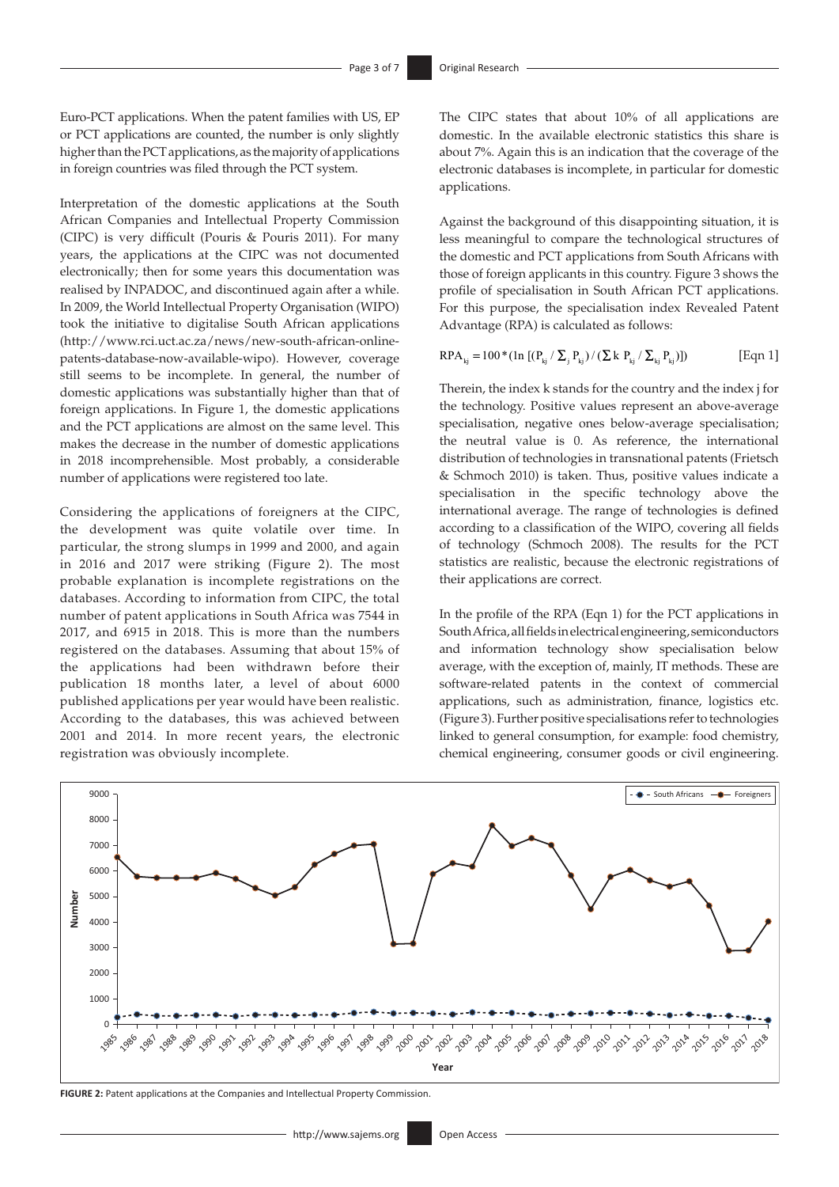Euro-PCT applications. When the patent families with US, EP or PCT applications are counted, the number is only slightly higher than the PCT applications, as the majority of applications in foreign countries was filed through the PCT system.

Interpretation of the domestic applications at the South African Companies and Intellectual Property Commission (CIPC) is very difficult (Pouris & Pouris 2011). For many years, the applications at the CIPC was not documented electronically; then for some years this documentation was realised by INPADOC, and discontinued again after a while. In 2009, the World Intellectual Property Organisation (WIPO) took the initiative to digitalise South African applications (http://www.rci.uct.ac.za/news/new-south-african-online-patents-database-now-available-wipo). However, coverage still seems to be incomplete. In general, the number of domestic applications was substantially higher than that of foreign applications. In Figure 1, the domestic applications and the PCT applications are almost on the same level. This makes the decrease in the number of domestic applications in 2018 incomprehensible. Most probably, a considerable number of applications were registered too late.

Considering the applications of foreigners at the CIPC, the development was quite volatile over time. In particular, the strong slumps in 1999 and 2000, and again in 2016 and 2017 were striking (Figure 2). The most probable explanation is incomplete registrations on the databases. According to information from CIPC, the total number of patent applications in South Africa was 7544 in 2017, and 6915 in 2018. This is more than the numbers registered on the databases. Assuming that about 15% of the applications had been withdrawn before their publication 18 months later, a level of about 6000 published applications per year would have been realistic. According to the databases, this was achieved between 2001 and 2014. In more recent years, the electronic registration was obviously incomplete.

The CIPC states that about 10% of all applications are domestic. In the available electronic statistics this share is about 7%. Again this is an indication that the coverage of the electronic databases is incomplete, in particular for domestic applications.

Against the background of this disappointing situation, it is less meaningful to compare the technological structures of the domestic and PCT applications from South Africans with those of foreign applicants in this country. Figure 3 shows the profile of specialisation in South African PCT applications. For this purpose, the specialisation index Revealed Patent Advantage (RPA) is calculated as follows:

$$RPA_{kj} = 100 * (\ln [(P_{kj} / \sum_j P_{kj}) / (\sum k \, P_{kj} / \sum_{kj} P_{kj})]) \qquad \text{[Eqn 1]}$$

Therein, the index k stands for the country and the index j for the technology. Positive values represent an above-average specialisation, negative ones below-average specialisation; the neutral value is 0. As reference, the international distribution of technologies in transnational patents (Frietsch & Schmoch 2010) is taken. Thus, positive values indicate a specialisation in the specific technology above the international average. The range of technologies is defined according to a classification of the WIPO, covering all fields of technology (Schmoch 2008). The results for the PCT statistics are realistic, because the electronic registrations of their applications are correct.

In the profile of the RPA (Eqn 1) for the PCT applications in South Africa, all fields in electrical engineering, semiconductors and information technology show specialisation below average, with the exception of, mainly, IT methods. These are software-related patents in the context of commercial applications, such as administration, finance, logistics etc. (Figure 3). Further positive specialisations refer to technologies linked to general consumption, for example: food chemistry, chemical engineering, consumer goods or civil engineering.

**FIGURE 2:** Patent applications at the Companies and Intellectual Property Commission.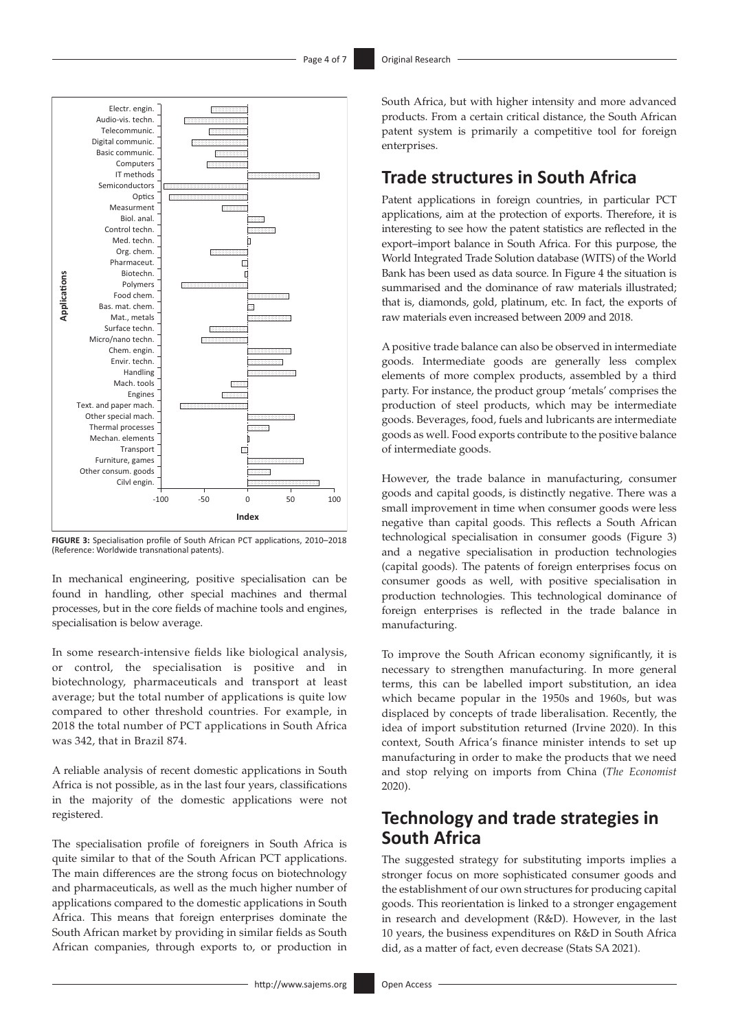FIGURE 3: Specialisation profile of South African PCT applications, 2010–2018 (Reference: Worldwide transnational patents).

In mechanical engineering, positive specialisation can be found in handling, other special machines and thermal processes, but in the core fields of machine tools and engines, specialisation is below average.

In some research-intensive fields like biological analysis, or control, the specialisation is positive and in biotechnology, pharmaceuticals and transport at least average; but the total number of applications is quite low compared to other threshold countries. For example, in 2018 the total number of PCT applications in South Africa was 342, that in Brazil 874.

A reliable analysis of recent domestic applications in South Africa is not possible, as in the last four years, classifications in the majority of the domestic applications were not registered.

The specialisation profile of foreigners in South Africa is quite similar to that of the South African PCT applications. The main differences are the strong focus on biotechnology and pharmaceuticals, as well as the much higher number of applications compared to the domestic applications in South Africa. This means that foreign enterprises dominate the South African market by providing in similar fields as South African companies, through exports to, or production in South Africa, but with higher intensity and more advanced products. From a certain critical distance, the South African patent system is primarily a competitive tool for foreign enterprises.

## Trade structures in South Africa

Patent applications in foreign countries, in particular PCT applications, aim at the protection of exports. Therefore, it is interesting to see how the patent statistics are reflected in the export–import balance in South Africa. For this purpose, the World Integrated Trade Solution database (WITS) of the World Bank has been used as data source. In Figure 4 the situation is summarised and the dominance of raw materials illustrated; that is, diamonds, gold, platinum, etc. In fact, the exports of raw materials even increased between 2009 and 2018.

A positive trade balance can also be observed in intermediate goods. Intermediate goods are generally less complex elements of more complex products, assembled by a third party. For instance, the product group 'metals' comprises the production of steel products, which may be intermediate goods. Beverages, food, fuels and lubricants are intermediate goods as well. Food exports contribute to the positive balance of intermediate goods.

However, the trade balance in manufacturing, consumer goods and capital goods, is distinctly negative. There was a small improvement in time when consumer goods were less negative than capital goods. This reflects a South African technological specialisation in consumer goods (Figure 3) and a negative specialisation in production technologies (capital goods). The patents of foreign enterprises focus on consumer goods as well, with positive specialisation in production technologies. This technological dominance of foreign enterprises is reflected in the trade balance in manufacturing.

To improve the South African economy significantly, it is necessary to strengthen manufacturing. In more general terms, this can be labelled import substitution, an idea which became popular in the 1950s and 1960s, but was displaced by concepts of trade liberalisation. Recently, the idea of import substitution returned (Irvine 2020). In this context, South Africa's finance minister intends to set up manufacturing in order to make the products that we need and stop relying on imports from China (*The Economist* 2020).

## Technology and trade strategies in South Africa

The suggested strategy for substituting imports implies a stronger focus on more sophisticated consumer goods and the establishment of our own structures for producing capital goods. This reorientation is linked to a stronger engagement in research and development (R&D). However, in the last 10 years, the business expenditures on R&D in South Africa did, as a matter of fact, even decrease (Stats SA 2021).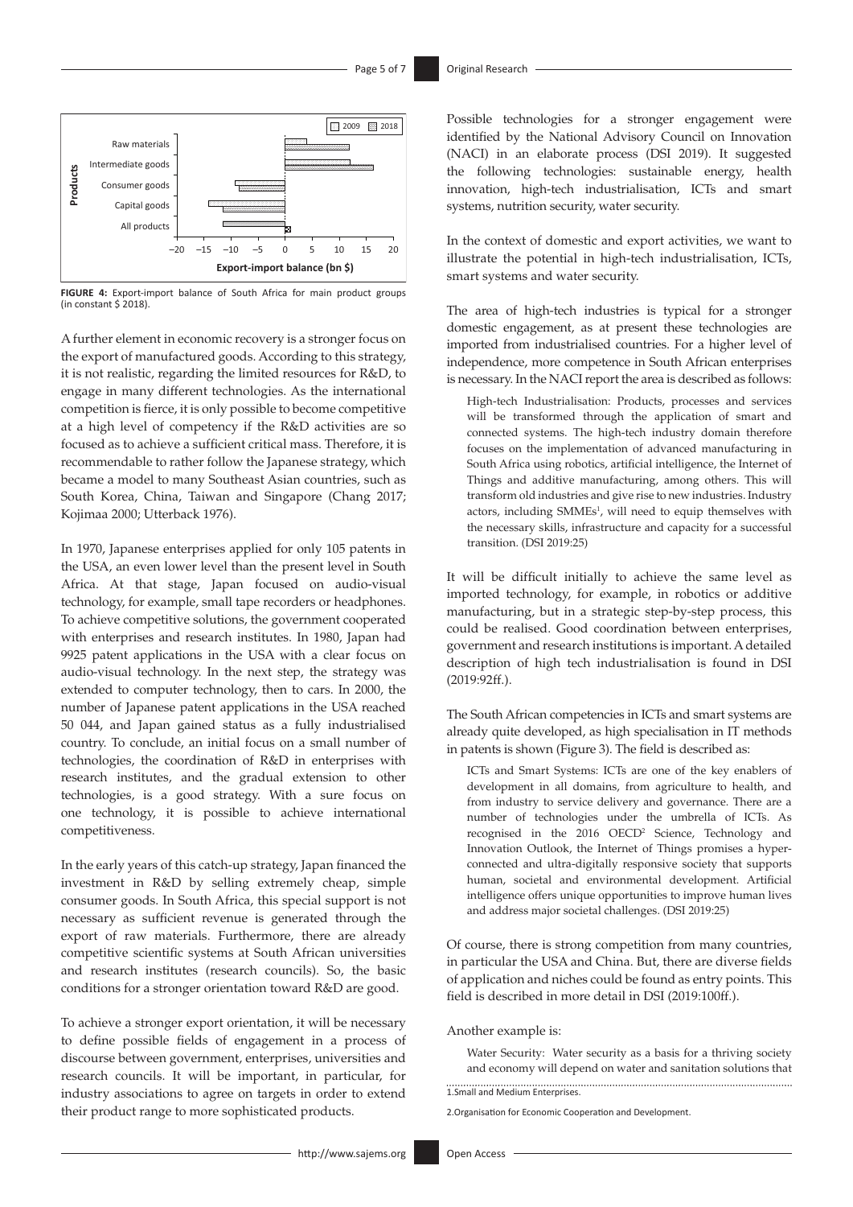**FIGURE 4:** Export-import balance of South Africa for main product groups (in constant $ 2018).

A further element in economic recovery is a stronger focus on the export of manufactured goods. According to this strategy, it is not realistic, regarding the limited resources for R&D, to engage in many different technologies. As the international competition is fierce, it is only possible to become competitive at a high level of competency if the R&D activities are so focused as to achieve a sufficient critical mass. Therefore, it is recommendable to rather follow the Japanese strategy, which became a model to many Southeast Asian countries, such as South Korea, China, Taiwan and Singapore (Chang 2017; Kojimaa 2000; Utterback 1976).

In 1970, Japanese enterprises applied for only 105 patents in the USA, an even lower level than the present level in South Africa. At that stage, Japan focused on audio-visual technology, for example, small tape recorders or headphones. To achieve competitive solutions, the government cooperated with enterprises and research institutes. In 1980, Japan had 9925 patent applications in the USA with a clear focus on audio-visual technology. In the next step, the strategy was extended to computer technology, then to cars. In 2000, the number of Japanese patent applications in the USA reached 50 044, and Japan gained status as a fully industrialised country. To conclude, an initial focus on a small number of technologies, the coordination of R&D in enterprises with research institutes, and the gradual extension to other technologies, is a good strategy. With a sure focus on one technology, it is possible to achieve international competitiveness.

In the early years of this catch-up strategy, Japan financed the investment in R&D by selling extremely cheap, simple consumer goods. In South Africa, this special support is not necessary as sufficient revenue is generated through the export of raw materials. Furthermore, there are already competitive scientific systems at South African universities and research institutes (research councils). So, the basic conditions for a stronger orientation toward R&D are good.

To achieve a stronger export orientation, it will be necessary to define possible fields of engagement in a process of discourse between government, enterprises, universities and research councils. It will be important, in particular, for industry associations to agree on targets in order to extend their product range to more sophisticated products.

Possible technologies for a stronger engagement were identified by the National Advisory Council on Innovation (NACI) in an elaborate process (DSI 2019). It suggested the following technologies: sustainable energy, health innovation, high-tech industrialisation, ICTs and smart systems, nutrition security, water security.

In the context of domestic and export activities, we want to illustrate the potential in high-tech industrialisation, ICTs, smart systems and water security.

The area of high-tech industries is typical for a stronger domestic engagement, as at present these technologies are imported from industrialised countries. For a higher level of independence, more competence in South African enterprises is necessary. In the NACI report the area is described as follows:

> High-tech Industrialisation: Products, processes and services will be transformed through the application of smart and connected systems. The high-tech industry domain therefore focuses on the implementation of advanced manufacturing in South Africa using robotics, artificial intelligence, the Internet of Things and additive manufacturing, among others. This will transform old industries and give rise to new industries. Industry actors, including SMMEs[1], will need to equip themselves with the necessary skills, infrastructure and capacity for a successful transition. (DSI 2019:25)

It will be difficult initially to achieve the same level as imported technology, for example, in robotics or additive manufacturing, but in a strategic step-by-step process, this could be realised. Good coordination between enterprises, government and research institutions is important. A detailed description of high tech industrialisation is found in DSI (2019:92ff.).

The South African competencies in ICTs and smart systems are already quite developed, as high specialisation in IT methods in patents is shown (Figure 3). The field is described as:

> ICTs and Smart Systems: ICTs are one of the key enablers of development in all domains, from agriculture to health, and from industry to service delivery and governance. There are a number of technologies under the umbrella of ICTs. As recognised in the 2016 OECD[2] Science, Technology and Innovation Outlook, the Internet of Things promises a hyper-connected and ultra-digitally responsive society that supports human, societal and environmental development. Artificial intelligence offers unique opportunities to improve human lives and address major societal challenges. (DSI 2019:25)

Of course, there is strong competition from many countries, in particular the USA and China. But, there are diverse fields of application and niches could be found as entry points. This field is described in more detail in DSI (2019:100ff.).

Another example is:

> Water Security: Water security as a basis for a thriving society and economy will depend on water and sanitation solutions that

1. Small and Medium Enterprises.

2. Organisation for Economic Cooperation and Development.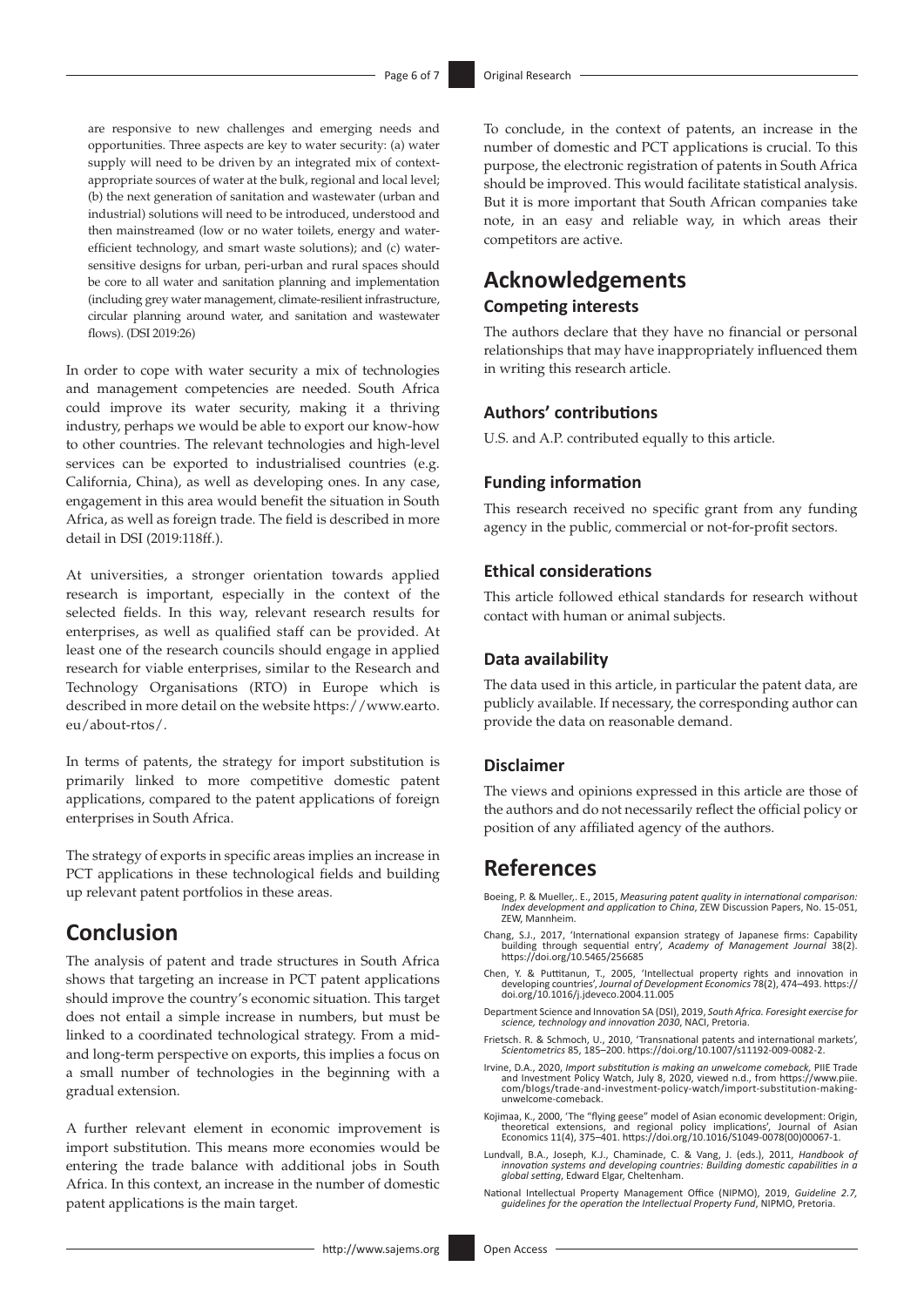are responsive to new challenges and emerging needs and opportunities. Three aspects are key to water security: (a) water supply will need to be driven by an integrated mix of context-appropriate sources of water at the bulk, regional and local level; (b) the next generation of sanitation and wastewater (urban and industrial) solutions will need to be introduced, understood and then mainstreamed (low or no water toilets, energy and water-efficient technology, and smart waste solutions); and (c) water-sensitive designs for urban, peri-urban and rural spaces should be core to all water and sanitation planning and implementation (including grey water management, climate-resilient infrastructure, circular planning around water, and sanitation and wastewater flows). (DSI 2019:26)

In order to cope with water security a mix of technologies and management competencies are needed. South Africa could improve its water security, making it a thriving industry, perhaps we would be able to export our know-how to other countries. The relevant technologies and high-level services can be exported to industrialised countries (e.g. California, China), as well as developing ones. In any case, engagement in this area would benefit the situation in South Africa, as well as foreign trade. The field is described in more detail in DSI (2019:118ff.).

At universities, a stronger orientation towards applied research is important, especially in the context of the selected fields. In this way, relevant research results for enterprises, as well as qualified staff can be provided. At least one of the research councils should engage in applied research for viable enterprises, similar to the Research and Technology Organisations (RTO) in Europe which is described in more detail on the website https://www.earto.eu/about-rtos/.

In terms of patents, the strategy for import substitution is primarily linked to more competitive domestic patent applications, compared to the patent applications of foreign enterprises in South Africa.

The strategy of exports in specific areas implies an increase in PCT applications in these technological fields and building up relevant patent portfolios in these areas.

# Conclusion

The analysis of patent and trade structures in South Africa shows that targeting an increase in PCT patent applications should improve the country's economic situation. This target does not entail a simple increase in numbers, but must be linked to a coordinated technological strategy. From a mid- and long-term perspective on exports, this implies a focus on a small number of technologies in the beginning with a gradual extension.

A further relevant element in economic improvement is import substitution. This means more economies would be entering the trade balance with additional jobs in South Africa. In this context, an increase in the number of domestic patent applications is the main target.

To conclude, in the context of patents, an increase in the number of domestic and PCT applications is crucial. To this purpose, the electronic registration of patents in South Africa should be improved. This would facilitate statistical analysis. But it is more important that South African companies take note, in an easy and reliable way, in which areas their competitors are active.

# Acknowledgements

## Competing interests

The authors declare that they have no financial or personal relationships that may have inappropriately influenced them in writing this research article.

## Authors' contributions

U.S. and A.P. contributed equally to this article.

## Funding information

This research received no specific grant from any funding agency in the public, commercial or not-for-profit sectors.

## Ethical considerations

This article followed ethical standards for research without contact with human or animal subjects.

## Data availability

The data used in this article, in particular the patent data, are publicly available. If necessary, the corresponding author can provide the data on reasonable demand.

## Disclaimer

The views and opinions expressed in this article are those of the authors and do not necessarily reflect the official policy or position of any affiliated agency of the authors.

# References

Boeing, P. & Mueller,. E., 2015, *Measuring patent quality in international comparison: Index development and application to China*, ZEW Discussion Papers, No. 15-051, ZEW, Mannheim.

Chang, S.J., 2017, 'International expansion strategy of Japanese firms: Capability building through sequential entry', *Academy of Management Journal* 38(2). https://doi.org/10.5465/256685

Chen, Y. & Puttitanun, T., 2005, 'Intellectual property rights and innovation in developing countries', *Journal of Development Economics* 78(2), 474–493. https://doi.org/10.1016/j.jdeveco.2004.11.005

Department Science and Innovation SA (DSI), 2019, *South Africa. Foresight exercise for science, technology and innovation 2030*, NACI, Pretoria.

Frietsch. R. & Schmoch, U., 2010, 'Transnational patents and international markets', *Scientometrics* 85, 185–200. https://doi.org/10.1007/s11192-009-0082-2.

Irvine, D.A., 2020, *Import substitution is making an unwelcome comeback*, PIIE Trade and Investment Policy Watch, July 8, 2020, viewed n.d., from https://www.piie.com/blogs/trade-and-investment-policy-watch/import-substitution-making-unwelcome-comeback.

Kojimaa, K., 2000, 'The "flying geese" model of Asian economic development: Origin, theoretical extensions, and regional policy implications', Journal of Asian Economics 11(4), 375–401. https://doi.org/10.1016/S1049-0078(00)00067-1.

Lundvall, B.A., Joseph, K.J., Chaminade, C. & Vang, J. (eds.), 2011, *Handbook of innovation systems and developing countries: Building domestic capabilities in a global setting*, Edward Elgar, Cheltenham.

National Intellectual Property Management Office (NIPMO), 2019, *Guideline 2.7, guidelines for the operation the Intellectual Property Fund*, NIPMO, Pretoria.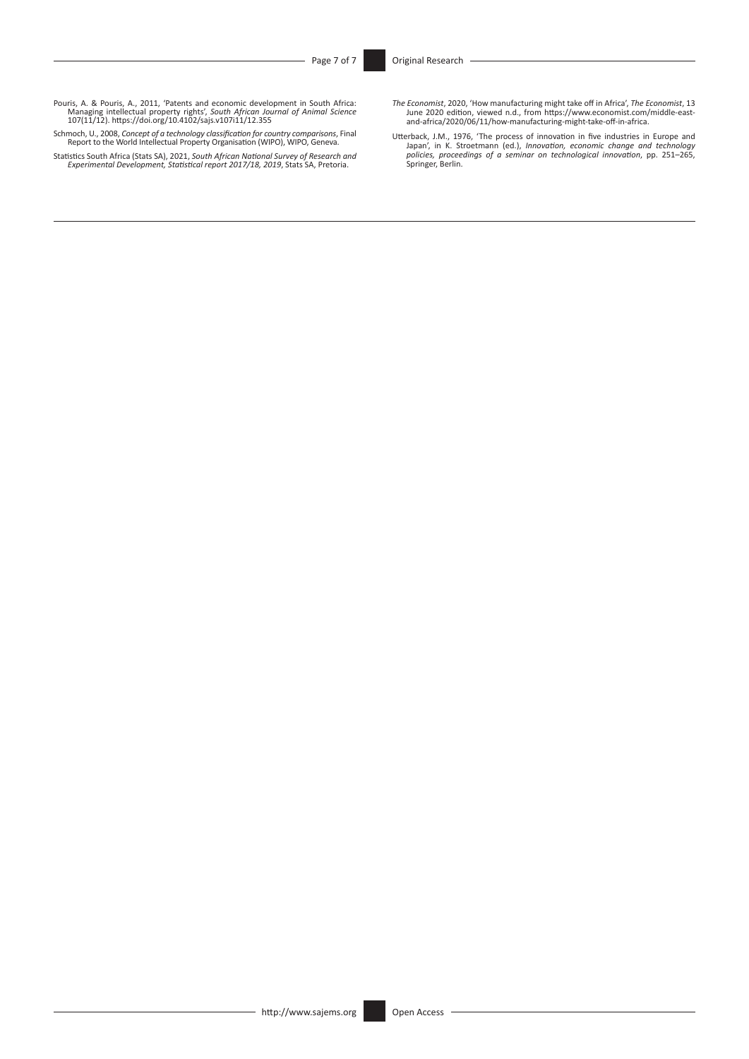Pouris, A. & Pouris, A., 2011, 'Patents and economic development in South Africa: Managing intellectual property rights', *South African Journal of Animal Science* 107(11/12). https://doi.org/10.4102/sajs.v107i11/12.355

Schmoch, U., 2008, *Concept of a technology classification for country comparisons*, Final Report to the World Intellectual Property Organisation (WIPO), WIPO, Geneva.

Statistics South Africa (Stats SA), 2021, *South African National Survey of Research and Experimental Development, Statistical report 2017/18, 2019*, Stats SA, Pretoria.

*The Economist*, 2020, 'How manufacturing might take off in Africa', *The Economist*, 13 June 2020 edition, viewed n.d., from https://www.economist.com/middle-east-and-africa/2020/06/11/how-manufacturing-might-take-off-in-africa.

Utterback, J.M., 1976, 'The process of innovation in five industries in Europe and Japan', in K. Stroetmann (ed.), *Innovation, economic change and technology policies, proceedings of a seminar on technological innovation*, pp. 251–265, Springer, Berlin.